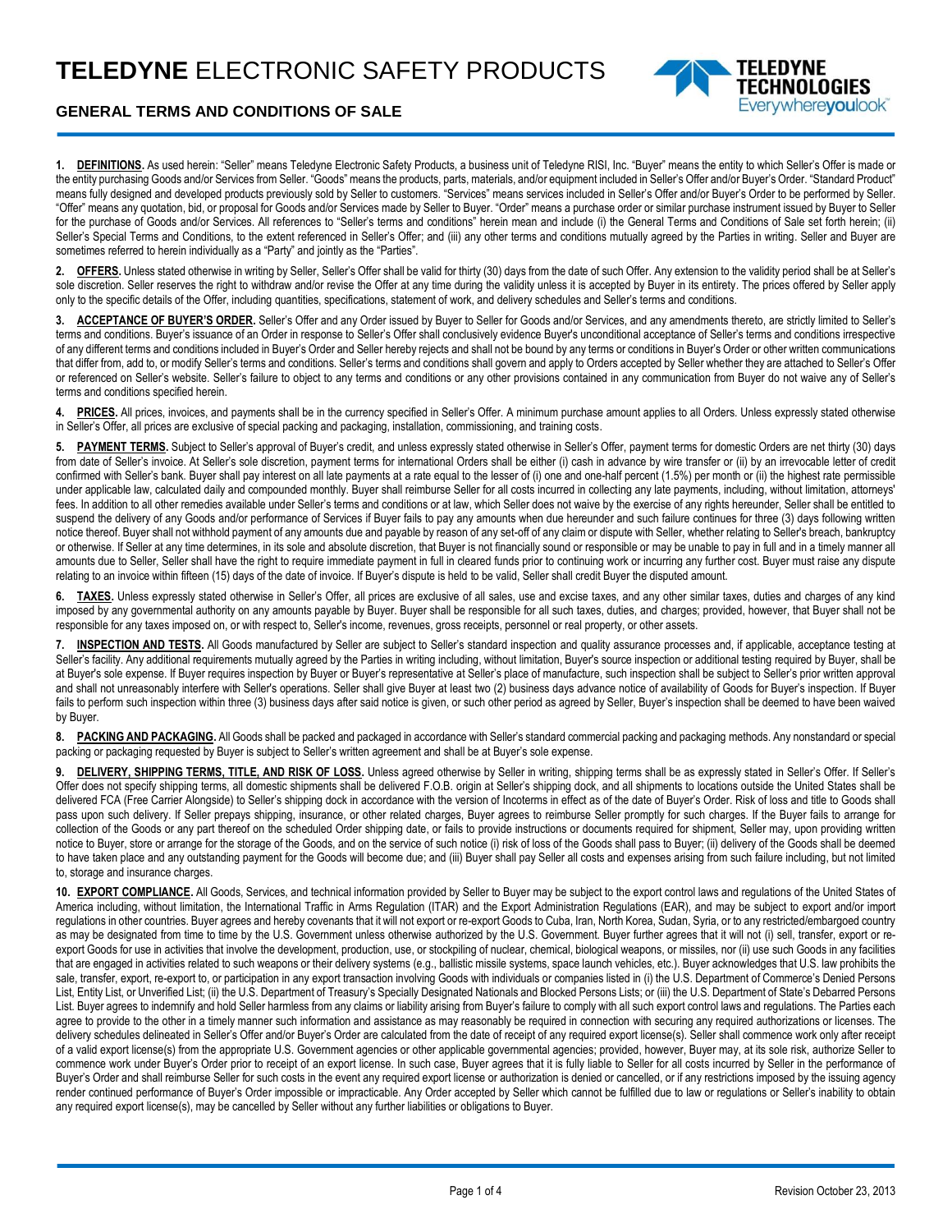# **TELEDYNE** ELECTRONIC SAFETY PRODUCTS

## GENERAL TERMS AND CONDITIONS OF SALE

**1. DEFINITIONS.** As used herein: "Seller" means Teledyne Electronic Safety Products, a business unit of Teledyne RISI, Inc. "Buyer" means the entity to which Seller's Offer is made or the entity purchasing Goods and/or Services from Seller. "Goods" means the products, parts, materials, and/or equipment included in Seller's Offer and/or Buyer's Order. "Standard Product" means fully designed and developed products previously sold by Seller to customers. "Services" means services included in Seller's Offer and/or Buyer's Order to be performed by Seller. "Offer" means any quotation, bid, or proposal for Goods and/or Services made by Seller to Buyer. "Order" means a purchase order or similar purchase instrument issued by Buyer to Seller for the purchase of Goods and/or Services. All references to "Seller's terms and conditions" herein mean and include (i) the General Terms and Conditions of Sale set forth herein; (ii) Seller's Special Terms and Conditions, to the extent referenced in Seller's Offer; and (iii) any other terms and conditions mutually agreed by the Parties in writing. Seller and Buyer are sometimes referred to herein individually as a "Party" and jointly as the "Parties".

**2. OFFERS.** Unless stated otherwise in writing by Seller, Seller's Offer shall be valid for thirty (30) days from the date of such Offer. Any extension to the validity period shall be at Seller's sole discretion. Seller reserves the right to withdraw and/or revise the Offer at any time during the validity unless it is accepted by Buyer in its entirety. The prices offered by Seller apply only to the specific details of the Offer, including quantities, specifications, statement of work, and delivery schedules and Seller's terms and conditions.

**3. ACCEPTANCE OF BUYER'S ORDER.** Seller's Offer and any Order issued by Buyer to Seller for Goods and/or Services, and any amendments thereto, are strictly limited to Seller's terms and conditions. Buyer's issuance of an Order in response to Seller's Offer shall conclusively evidence Buyer's unconditional acceptance of Seller's terms and conditions irrespective of any different terms and conditions included in Buyer's Order and Seller hereby rejects and shall not be bound by any terms or conditions in Buyer's Order or other written communications that differ from, add to, or modify Seller's terms and conditions. Seller's terms and conditions shall govern and apply to Orders accepted by Seller whether they are attached to Seller's Offer or referenced on Seller's website. Seller's failure to object to any terms and conditions or any other provisions contained in any communication from Buyer do not waive any of Seller's terms and conditions specified herein.

**4. PRICES.** All prices, invoices, and payments shall be in the currency specified in Seller's Offer. A minimum purchase amount applies to all Orders. Unless expressly stated otherwise in Seller's Offer, all prices are exclusive of special packing and packaging, installation, commissioning, and training costs.

**5. PAYMENT TERMS.** Subject to Seller's approval of Buyer's credit, and unless expressly stated otherwise in Seller's Offer, payment terms for domestic Orders are net thirty (30) days from date of Seller's invoice. At Seller's sole discretion, payment terms for international Orders shall be either (i) cash in advance by wire transfer or (ii) by an irrevocable letter of credit confirmed with Seller's bank. Buyer shall pay interest on all late payments at a rate equal to the lesser of (i) one and one-half percent (1.5%) per month or (ii) the highest rate permissible under applicable law, calculated daily and compounded monthly. Buyer shall reimburse Seller for all costs incurred in collecting any late payments, including, without limitation, attorneys' fees. In addition to all other remedies available under Seller's terms and conditions or at law, which Seller does not waive by the exercise of any rights hereunder, Seller shall be entitled to suspend the delivery of any Goods and/or performance of Services if Buyer fails to pay any amounts when due hereunder and such failure continues for three (3) days following written notice thereof. Buyer shall not withhold payment of any amounts due and payable by reason of any set-off of any claim or dispute with Seller, whether relating to Seller's breach, bankruptcy or otherwise. If Seller at any time determines, in its sole and absolute discretion, that Buyer is not financially sound or responsible or may be unable to pay in full and in a timely manner all amounts due to Seller, Seller shall have the right to require immediate payment in full in cleared funds prior to continuing work or incurring any further cost. Buyer must raise any dispute relating to an invoice within fifteen (15) days of the date of invoice. If Buyer's dispute is held to be valid, Seller shall credit Buyer the disputed amount.

**6. TAXES.** Unless expressly stated otherwise in Seller's Offer, all prices are exclusive of all sales, use and excise taxes, and any other similar taxes, duties and charges of any kind imposed by any governmental authority on any amounts payable by Buyer. Buyer shall be responsible for all such taxes, duties, and charges; provided, however, that Buyer shall not be responsible for any taxes imposed on, or with respect to, Seller's income, revenues, gross receipts, personnel or real property, or other assets.

**7. INSPECTION AND TESTS.** All Goods manufactured by Seller are subject to Seller's standard inspection and quality assurance processes and, if applicable, acceptance testing at Seller's facility. Any additional requirements mutually agreed by the Parties in writing including, without limitation, Buyer's source inspection or additional testing required by Buyer, shall be at Buyer's sole expense. If Buyer requires inspection by Buyer or Buyer's representative at Seller's place of manufacture, such inspection shall be subject to Seller's prior written approval and shall not unreasonably interfere with Seller's operations. Seller shall give Buyer at least two (2) business days advance notice of availability of Goods for Buyer's inspection. If Buyer fails to perform such inspection within three (3) business days after said notice is given, or such other period as agreed by Seller, Buyer's inspection shall be deemed to have been waived by Buyer.

**8. PACKING AND PACKAGING.** All Goods shall be packed and packaged in accordance with Seller's standard commercial packing and packaging methods. Any nonstandard or special packing or packaging requested by Buyer is subject to Seller's written agreement and shall be at Buyer's sole expense.

**9. DELIVERY, SHIPPING TERMS, TITLE, AND RISK OF LOSS.** Unless agreed otherwise by Seller in writing, shipping terms shall be as expressly stated in Seller's Offer. If Seller's Offer does not specify shipping terms, all domestic shipments shall be delivered F.O.B. origin at Seller's shipping dock, and all shipments to locations outside the United States shall be delivered FCA (Free Carrier Alongside) to Seller's shipping dock in accordance with the version of Incoterms in effect as of the date of Buyer's Order. Risk of loss and title to Goods shall pass upon such delivery. If Seller prepays shipping, insurance, or other related charges, Buyer agrees to reimburse Seller promptly for such charges. If the Buyer fails to arrange for collection of the Goods or any part thereof on the scheduled Order shipping date, or fails to provide instructions or documents required for shipment, Seller may, upon providing written notice to Buyer, store or arrange for the storage of the Goods, and on the service of such notice (i) risk of loss of the Goods shall pass to Buyer; (ii) delivery of the Goods shall be deemed to have taken place and any outstanding payment for the Goods will become due; and (iii) Buyer shall pay Seller all costs and expenses arising from such failure including, but not limited to, storage and insurance charges.

**10. EXPORT COMPLIANCE.** All Goods, Services, and technical information provided by Seller to Buyer may be subject to the export control laws and regulations of the United States of America including, without limitation, the International Traffic in Arms Regulation (ITAR) and the Export Administration Regulations (EAR), and may be subject to export and/or import regulations in other countries. Buyer agrees and hereby covenants that it will not export or re-export Goods to Cuba, Iran, North Korea, Sudan, Syria, or to any restricted/embargoed country as may be designated from time to time by the U.S. Government unless otherwise authorized by the U.S. Government. Buyer further agrees that it will not (i) sell, transfer, export or re-export Goods for use in activities that involve the development, production, use, or stockpiling of nuclear, chemical, biological weapons, or missiles, nor (ii) use such Goods in any facilities that are engaged in activities related to such weapons or their delivery systems (e.g., ballistic missile systems, space launch vehicles, etc.). Buyer acknowledges that U.S. law prohibits the sale, transfer, export, re-export to, or participation in any export transaction involving Goods with individuals or companies listed in (i) the U.S. Department of Commerce's Denied Persons List, Entity List, or Unverified List; (ii) the U.S. Department of Treasury's Specially Designated Nationals and Blocked Persons Lists; or (iii) the U.S. Department of State's Debarred Persons List. Buyer agrees to indemnify and hold Seller harmless from any claims or liability arising from Buyer's failure to comply with all such export control laws and regulations. The Parties each agree to provide to the other in a timely manner such information and assistance as may reasonably be required in connection with securing any required authorizations or licenses. The delivery schedules delineated in Seller's Offer and/or Buyer's Order are calculated from the date of receipt of any required export license(s). Seller shall commence work only after receipt of a valid export license(s) from the appropriate U.S. Government agencies or other applicable governmental agencies; provided, however, Buyer may, at its sole risk, authorize Seller to commence work under Buyer's Order prior to receipt of an export license. In such case, Buyer agrees that it is fully liable to Seller for all costs incurred by Seller in the performance of Buyer's Order and shall reimburse Seller for such costs in the event any required export license or authorization is denied or cancelled, or if any restrictions imposed by the issuing agency render continued performance of Buyer's Order impossible or impracticable. Any Order accepted by Seller which cannot be fulfilled due to law or regulations or Seller's inability to obtain any required export license(s), may be cancelled by Seller without any further liabilities or obligations to Buyer.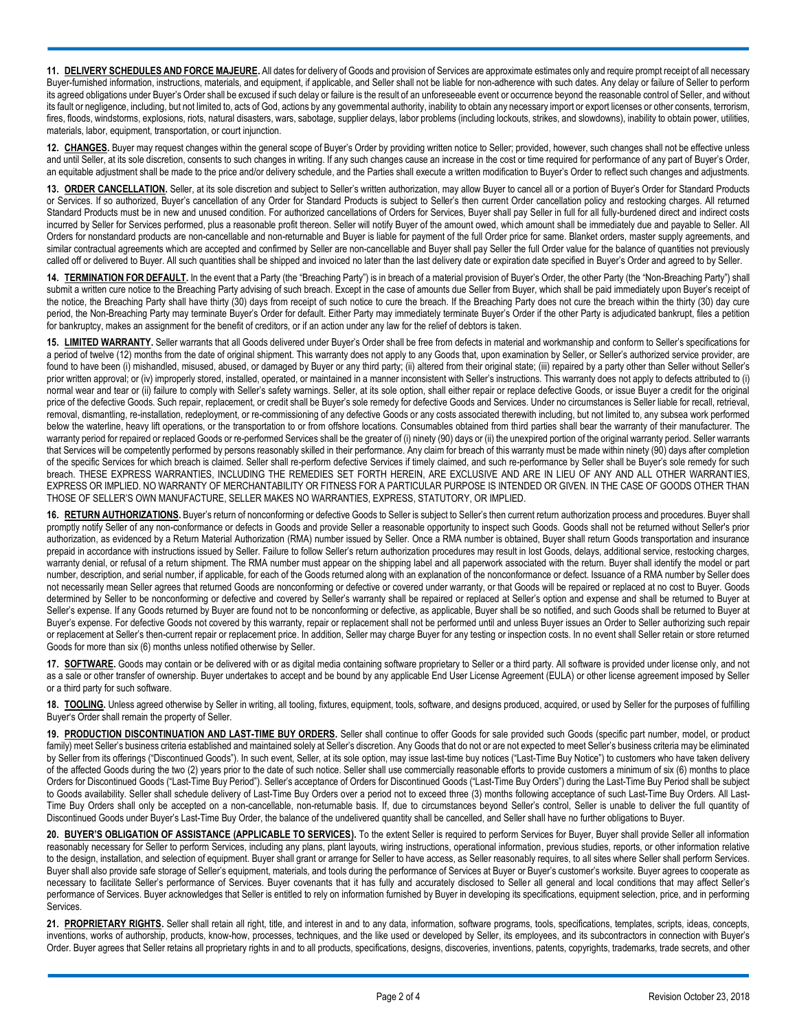**11. <u>DELIVERY SCHEDULES AND FORCE MAJEURE</u>.** All dates for delivery of Goods and provision of Services are approximate estimates only and require prompt receipt of all necessary Buyer-furnished information, instructions, materials, and equipment, if applicable, and Seller shall not be liable for non-adherence with such dates. Any delay or failure of Seller to perform its agreed obligations under Buyer's Order shall be excused if such delay or failure is the result of an unforeseeable event or occurrence beyond the reasonable control of Seller, and without its fault or negligence, including, but not limited to, acts of God, actions by any governmental authority, inability to obtain any necessary import or export licenses or other consents, terrorism, fires, floods, windstorms, explosions, riots, natural disasters, wars, sabotage, supplier delays, labor problems (including lockouts, strikes, and slowdowns), inability to obtain power, utilities, materials, labor, equipment, transportation, or court injunction.

**12. <u>CHANGES</u>.** Buyer may request changes within the general scope of Buyer's Order by providing written notice to Seller; provided, however, such changes shall not be effective unless and until Seller, at its sole discretion, consents to such changes in writing. If any such changes cause an increase in the cost or time required for performance of any part of Buyer's Order, an equitable adjustment shall be made to the price and/or delivery schedule, and the Parties shall execute a written modification to Buyer's Order to reflect such changes and adjustments.

**13. <u>ORDER CANCELLATION</u>.** Seller, at its sole discretion and subject to Seller's written authorization, may allow Buyer to cancel all or a portion of Buyer's Order for Standard Products or Services. If so authorized, Buyer's cancellation of any Order for Standard Products is subject to Seller's then current Order cancellation policy and restocking charges. All returned Standard Products must be in new and unused condition. For authorized cancellations of Orders for Services, Buyer shall pay Seller in full for all fully-burdened direct and indirect costs incurred by Seller for Services performed, plus a reasonable profit thereon. Seller will notify Buyer of the amount owed, which amount shall be immediately due and payable to Seller. All Orders for nonstandard products are non-cancellable and non-returnable and Buyer is liable for payment of the full Order price for same. Blanket orders, master supply agreements, and similar contractual agreements which are accepted and confirmed by Seller are non-cancellable and Buyer shall pay Seller the full Order value for the balance of quantities not previously called off or delivered to Buyer. All such quantities shall be shipped and invoiced no later than the last delivery date or expiration date specified in Buyer's Order and agreed to by Seller.

**14. <u>TERMINATION FOR DEFAULT</u>.** In the event that a Party (the "Breaching Party") is in breach of a material provision of Buyer's Order, the other Party (the "Non-Breaching Party") shall submit a written cure notice to the Breaching Party advising of such breach. Except in the case of amounts due Seller from Buyer, which shall be paid immediately upon Buyer's receipt of the notice, the Breaching Party shall have thirty (30) days from receipt of such notice to cure the breach. If the Breaching Party does not cure the breach within the thirty (30) day cure period, the Non-Breaching Party may terminate Buyer's Order for default. Either Party may immediately terminate Buyer's Order if the other Party is adjudicated bankrupt, files a petition for bankruptcy, makes an assignment for the benefit of creditors, or if an action under any law for the relief of debtors is taken.

**15. <u>LIMITED WARRANTY</u>.** Seller warrants that all Goods delivered under Buyer's Order shall be free from defects in material and workmanship and conform to Seller's specifications for a period of twelve (12) months from the date of original shipment. This warranty does not apply to any Goods that, upon examination by Seller, or Seller's authorized service provider, are found to have been (i) mishandled, misused, abused, or damaged by Buyer or any third party; (ii) altered from their original state; (iii) repaired by a party other than Seller without Seller's prior written approval; or (iv) improperly stored, installed, operated, or maintained in a manner inconsistent with Seller's instructions. This warranty does not apply to defects attributed to (i) normal wear and tear or (ii) failure to comply with Seller's safety warnings. Seller, at its sole option, shall either repair or replace defective Goods, or issue Buyer a credit for the original price of the defective Goods. Such repair, replacement, or credit shall be Buyer's sole remedy for defective Goods and Services. Under no circumstances is Seller liable for recall, retrieval, removal, dismantling, re-installation, redeployment, or re-commissioning of any defective Goods or any costs associated therewith including, but not limited to, any subsea work performed below the waterline, heavy lift operations, or the transportation to or from offshore locations. Consumables obtained from third parties shall bear the warranty of their manufacturer. The warranty period for repaired or replaced Goods or re-performed Services shall be the greater of (i) ninety (90) days or (ii) the unexpired portion of the original warranty period. Seller warrants that Services will be competently performed by persons reasonably skilled in their performance. Any claim for breach of this warranty must be made within ninety (90) days after completion of the specific Services for which breach is claimed. Seller shall re-perform defective Services if timely claimed, and such re-performance by Seller shall be Buyer's sole remedy for such breach. THESE EXPRESS WARRANTIES, INCLUDING THE REMEDIES SET FORTH HEREIN, ARE EXCLUSIVE AND ARE IN LIEU OF ANY AND ALL OTHER WARRANTIES, EXPRESS OR IMPLIED. NO WARRANTY OF MERCHANTABILITY OR FITNESS FOR A PARTICULAR PURPOSE IS INTENDED OR GIVEN. IN THE CASE OF GOODS OTHER THAN THOSE OF SELLER'S OWN MANUFACTURE, SELLER MAKES NO WARRANTIES, EXPRESS, STATUTORY, OR IMPLIED.

**16. <u>RETURN AUTHORIZATIONS</u>.** Buyer's return of nonconforming or defective Goods to Seller is subject to Seller's then current return authorization process and procedures. Buyer shall promptly notify Seller of any non-conformance or defects in Goods and provide Seller a reasonable opportunity to inspect such Goods. Goods shall not be returned without Seller's prior authorization, as evidenced by a Return Material Authorization (RMA) number issued by Seller. Once a RMA number is obtained, Buyer shall return Goods transportation and insurance prepaid in accordance with instructions issued by Seller. Failure to follow Seller's return authorization procedures may result in lost Goods, delays, additional service, restocking charges, warranty denial, or refusal of a return shipment. The RMA number must appear on the shipping label and all paperwork associated with the return. Buyer shall identify the model or part number, description, and serial number, if applicable, for each of the Goods returned along with an explanation of the nonconformance or defect. Issuance of a RMA number by Seller does not necessarily mean Seller agrees that returned Goods are nonconforming or defective or covered under warranty, or that Goods will be repaired or replaced at no cost to Buyer. Goods determined by Seller to be nonconforming or defective and covered by Seller's warranty shall be repaired or replaced at Seller's option and expense and shall be returned to Buyer at Seller's expense. If any Goods returned by Buyer are found not to be nonconforming or defective, as applicable, Buyer shall be so notified, and such Goods shall be returned to Buyer at Buyer's expense. For defective Goods not covered by this warranty, repair or replacement shall not be performed until and unless Buyer issues an Order to Seller authorizing such repair or replacement at Seller's then-current repair or replacement price. In addition, Seller may charge Buyer for any testing or inspection costs. In no event shall Seller retain or store returned Goods for more than six (6) months unless notified otherwise by Seller.

**17. <u>SOFTWARE</u>.** Goods may contain or be delivered with or as digital media containing software proprietary to Seller or a third party. All software is provided under license only, and not as a sale or other transfer of ownership. Buyer undertakes to accept and be bound by any applicable End User License Agreement (EULA) or other license agreement imposed by Seller or a third party for such software.

**18. <u>TOOLING</u>.** Unless agreed otherwise by Seller in writing, all tooling, fixtures, equipment, tools, software, and designs produced, acquired, or used by Seller for the purposes of fulfilling Buyer's Order shall remain the property of Seller.

**19. <u>PRODUCTION DISCONTINUATION AND LAST-TIME BUY ORDERS</u>.** Seller shall continue to offer Goods for sale provided such Goods (specific part number, model, or product family) meet Seller's business criteria established and maintained solely at Seller's discretion. Any Goods that do not or are not expected to meet Seller's business criteria may be eliminated by Seller from its offerings ("Discontinued Goods"). In such event, Seller, at its sole option, may issue last-time buy notices ("Last-Time Buy Notice") to customers who have taken delivery of the affected Goods during the two (2) years prior to the date of such notice. Seller shall use commercially reasonable efforts to provide customers a minimum of six (6) months to place Orders for Discontinued Goods ("Last-Time Buy Period"). Seller's acceptance of Orders for Discontinued Goods ("Last-Time Buy Orders") during the Last-Time Buy Period shall be subject to Goods availability. Seller shall schedule delivery of Last-Time Buy Orders over a period not to exceed three (3) months following acceptance of such Last-Time Buy Orders. All Last-Time Buy Orders shall only be accepted on a non-cancellable, non-returnable basis. If, due to circumstances beyond Seller's control, Seller is unable to deliver the full quantity of Discontinued Goods under Buyer's Last-Time Buy Order, the balance of the undelivered quantity shall be cancelled, and Seller shall have no further obligations to Buyer.

**20. <u>BUYER'S OBLIGATION OF ASSISTANCE (APPLICABLE TO SERVICES)</u>.** To the extent Seller is required to perform Services for Buyer, Buyer shall provide Seller all information reasonably necessary for Seller to perform Services, including any plans, plant layouts, wiring instructions, operational information, previous studies, reports, or other information relative to the design, installation, and selection of equipment. Buyer shall grant or arrange for Seller to have access, as Seller reasonably requires, to all sites where Seller shall perform Services. Buyer shall also provide safe storage of Seller's equipment, materials, and tools during the performance of Services at Buyer or Buyer's customer's worksite. Buyer agrees to cooperate as necessary to facilitate Seller's performance of Services. Buyer covenants that it has fully and accurately disclosed to Seller all general and local conditions that may affect Seller's performance of Services. Buyer acknowledges that Seller is entitled to rely on information furnished by Buyer in developing its specifications, equipment selection, price, and in performing Services.

**21. <u>PROPRIETARY RIGHTS</u>.** Seller shall retain all right, title, and interest in and to any data, information, software programs, tools, specifications, templates, scripts, ideas, concepts, inventions, works of authorship, products, know-how, processes, techniques, and the like used or developed by Seller, its employees, and its subcontractors in connection with Buyer's Order. Buyer agrees that Seller retains all proprietary rights in and to all products, specifications, designs, discoveries, inventions, patents, copyrights, trademarks, trade secrets, and other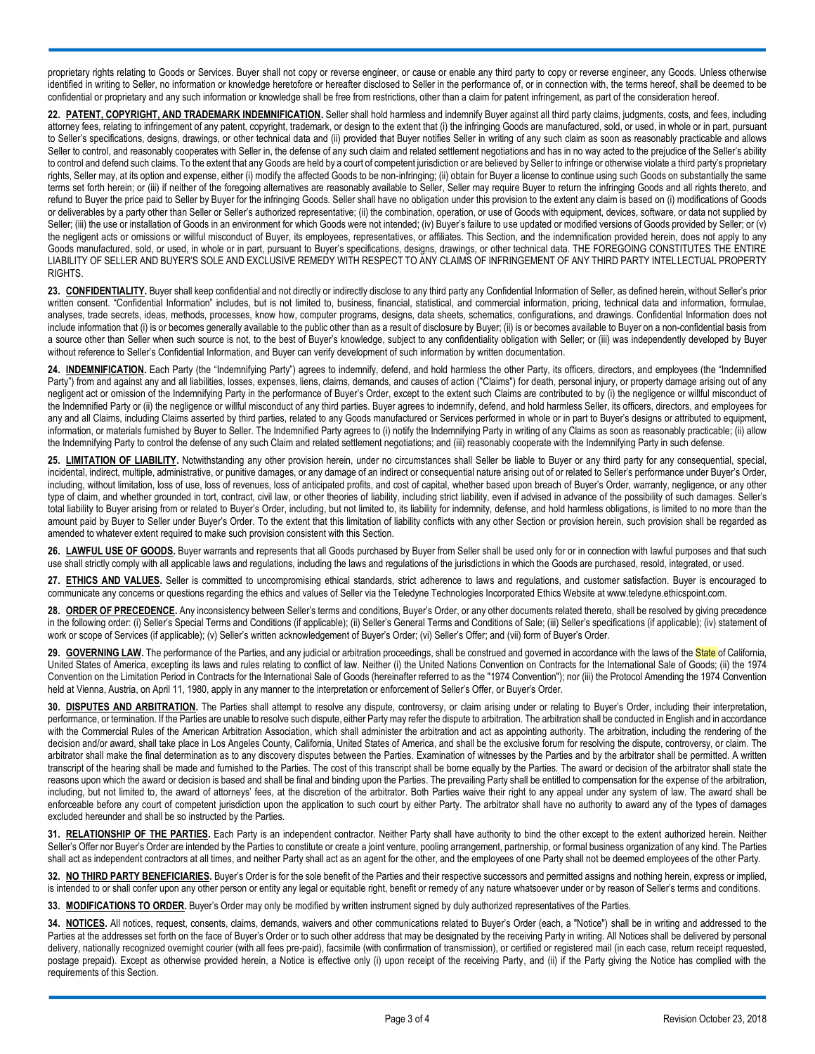proprietary rights relating to Goods or Services. Buyer shall not copy or reverse engineer, or cause or enable any third party to copy or reverse engineer, any Goods. Unless otherwise identified in writing to Seller, no information or knowledge heretofore or hereafter disclosed to Seller in the performance of, or in connection with, the terms hereof, shall be deemed to be confidential or proprietary and any such information or knowledge shall be free from restrictions, other than a claim for patent infringement, as part of the consideration hereof.

**22. PATENT, COPYRIGHT, AND TRADEMARK INDEMNIFICATION.** Seller shall hold harmless and indemnify Buyer against all third party claims, judgments, costs, and fees, including attorney fees, relating to infringement of any patent, copyright, trademark, or design to the extent that (i) the infringing Goods are manufactured, sold, or used, in whole or in part, pursuant to Seller's specifications, designs, drawings, or other technical data and (ii) provided that Buyer notifies Seller in writing of any such claim as soon as reasonably practicable and allows Seller to control, and reasonably cooperates with Seller in, the defense of any such claim and related settlement negotiations and has in no way acted to the prejudice of the Seller's ability to control and defend such claims. To the extent that any Goods are held by a court of competent jurisdiction or are believed by Seller to infringe or otherwise violate a third party's proprietary rights, Seller may, at its option and expense, either (i) modify the affected Goods to be non-infringing; (ii) obtain for Buyer a license to continue using such Goods on substantially the same terms set forth herein; or (iii) if neither of the foregoing alternatives are reasonably available to Seller, Seller may require Buyer to return the infringing Goods and all rights thereto, and refund to Buyer the price paid to Seller by Buyer for the infringing Goods. Seller shall have no obligation under this provision to the extent any claim is based on (i) modifications of Goods or deliverables by a party other than Seller or Seller's authorized representative; (ii) the combination, operation, or use of Goods with equipment, devices, software, or data not supplied by Seller; (iii) the use or installation of Goods in an environment for which Goods were not intended; (iv) Buyer's failure to use updated or modified versions of Goods provided by Seller; or (v) the negligent acts or omissions or willful misconduct of Buyer, its employees, representatives, or affiliates. This Section, and the indemnification provided herein, does not apply to any Goods manufactured, sold, or used, in whole or in part, pursuant to Buyer's specifications, designs, drawings, or other technical data. THE FOREGOING CONSTITUTES THE ENTIRE LIABILITY OF SELLER AND BUYER'S SOLE AND EXCLUSIVE REMEDY WITH RESPECT TO ANY CLAIMS OF INFRINGEMENT OF ANY THIRD PARTY INTELLECTUAL PROPERTY RIGHTS.

**23. CONFIDENTIALITY.** Buyer shall keep confidential and not directly or indirectly disclose to any third party any Confidential Information of Seller, as defined herein, without Seller's prior written consent. "Confidential Information" includes, but is not limited to, business, financial, statistical, and commercial information, pricing, technical data and information, formulae, analyses, trade secrets, ideas, methods, processes, know how, computer programs, designs, data sheets, schematics, configurations, and drawings. Confidential Information does not include information that (i) is or becomes generally available to the public other than as a result of disclosure by Buyer; (ii) is or becomes available to Buyer on a non-confidential basis from a source other than Seller when such source is not, to the best of Buyer's knowledge, subject to any confidentiality obligation with Seller; or (iii) was independently developed by Buyer without reference to Seller's Confidential Information, and Buyer can verify development of such information by written documentation.

**24. INDEMNIFICATION.** Each Party (the "Indemnifying Party") agrees to indemnify, defend, and hold harmless the other Party, its officers, directors, and employees (the "Indemnified Party") from and against any and all liabilities, losses, expenses, liens, claims, demands, and causes of action ("Claims") for death, personal injury, or property damage arising out of any negligent act or omission of the Indemnifying Party in the performance of Buyer's Order, except to the extent such Claims are contributed to by (i) the negligence or willful misconduct of the Indemnified Party or (ii) the negligence or willful misconduct of any third parties. Buyer agrees to indemnify, defend, and hold harmless Seller, its officers, directors, and employees for any and all Claims, including Claims asserted by third parties, related to any Goods manufactured or Services performed in whole or in part to Buyer's designs or attributed to equipment, information, or materials furnished by Buyer to Seller. The Indemnified Party agrees to (i) notify the Indemnifying Party in writing of any Claims as soon as reasonably practicable; (ii) allow the Indemnifying Party to control the defense of any such Claim and related settlement negotiations; and (iii) reasonably cooperate with the Indemnifying Party in such defense.

**25. LIMITATION OF LIABILITY.** Notwithstanding any other provision herein, under no circumstances shall Seller be liable to Buyer or any third party for any consequential, special, incidental, indirect, multiple, administrative, or punitive damages, or any damage of an indirect or consequential nature arising out of or related to Seller's performance under Buyer's Order, including, without limitation, loss of use, loss of revenues, loss of anticipated profits, and cost of capital, whether based upon breach of Buyer's Order, warranty, negligence, or any other type of claim, and whether grounded in tort, contract, civil law, or other theories of liability, including strict liability, even if advised in advance of the possibility of such damages. Seller's total liability to Buyer arising from or related to Buyer's Order, including, but not limited to, its liability for indemnity, defense, and hold harmless obligations, is limited to no more than the amount paid by Buyer to Seller under Buyer's Order. To the extent that this limitation of liability conflicts with any other Section or provision herein, such provision shall be regarded as amended to whatever extent required to make such provision consistent with this Section.

**26. LAWFUL USE OF GOODS.** Buyer warrants and represents that all Goods purchased by Buyer from Seller shall be used only for or in connection with lawful purposes and that such use shall strictly comply with all applicable laws and regulations, including the laws and regulations of the jurisdictions in which the Goods are purchased, resold, integrated, or used.

**27. ETHICS AND VALUES.** Seller is committed to uncompromising ethical standards, strict adherence to laws and regulations, and customer satisfaction. Buyer is encouraged to communicate any concerns or questions regarding the ethics and values of Seller via the Teledyne Technologies Incorporated Ethics Website at www.teledyne.ethicspoint.com.

**28. ORDER OF PRECEDENCE.** Any inconsistency between Seller's terms and conditions, Buyer's Order, or any other documents related thereto, shall be resolved by giving precedence in the following order: (i) Seller's Special Terms and Conditions (if applicable); (ii) Seller's General Terms and Conditions of Sale; (iii) Seller's specifications (if applicable); (iv) statement of work or scope of Services (if applicable); (v) Seller's written acknowledgement of Buyer's Order; (vi) Seller's Offer; and (vii) form of Buyer's Order.

**29. GOVERNING LAW.** The performance of the Parties, and any judicial or arbitration proceedings, shall be construed and governed in accordance with the laws of the State of California, United States of America, excepting its laws and rules relating to conflict of law. Neither (i) the United Nations Convention on Contracts for the International Sale of Goods; (ii) the 1974 Convention on the Limitation Period in Contracts for the International Sale of Goods (hereinafter referred to as the "1974 Convention"); nor (iii) the Protocol Amending the 1974 Convention held at Vienna, Austria, on April 11, 1980, apply in any manner to the interpretation or enforcement of Seller's Offer, or Buyer's Order.

**30. DISPUTES AND ARBITRATION.** The Parties shall attempt to resolve any dispute, controversy, or claim arising under or relating to Buyer's Order, including their interpretation, performance, or termination. If the Parties are unable to resolve such dispute, either Party may refer the dispute to arbitration. The arbitration shall be conducted in English and in accordance with the Commercial Rules of the American Arbitration Association, which shall administer the arbitration and act as appointing authority. The arbitration, including the rendering of the decision and/or award, shall take place in Los Angeles County, California, United States of America, and shall be the exclusive forum for resolving the dispute, controversy, or claim. The arbitrator shall make the final determination as to any discovery disputes between the Parties. Examination of witnesses by the Parties and by the arbitrator shall be permitted. A written transcript of the hearing shall be made and furnished to the Parties. The cost of this transcript shall be borne equally by the Parties. The award or decision of the arbitrator shall state the reasons upon which the award or decision is based and shall be final and binding upon the Parties. The prevailing Party shall be entitled to compensation for the expense of the arbitration, including, but not limited to, the award of attorneys' fees, at the discretion of the arbitrator. Both Parties waive their right to any appeal under any system of law. The award shall be enforceable before any court of competent jurisdiction upon the application to such court by either Party. The arbitrator shall have no authority to award any of the types of damages excluded hereunder and shall be so instructed by the Parties.

**31. RELATIONSHIP OF THE PARTIES.** Each Party is an independent contractor. Neither Party shall have authority to bind the other except to the extent authorized herein. Neither Seller's Offer nor Buyer's Order are intended by the Parties to constitute or create a joint venture, pooling arrangement, partnership, or formal business organization of any kind. The Parties shall act as independent contractors at all times, and neither Party shall act as an agent for the other, and the employees of one Party shall not be deemed employees of the other Party.

**32. NO THIRD PARTY BENEFICIARIES.** Buyer's Order is for the sole benefit of the Parties and their respective successors and permitted assigns and nothing herein, express or implied, is intended to or shall confer upon any other person or entity any legal or equitable right, benefit or remedy of any nature whatsoever under or by reason of Seller's terms and conditions.

**33. MODIFICATIONS TO ORDER.** Buyer's Order may only be modified by written instrument signed by duly authorized representatives of the Parties.

**34. NOTICES.** All notices, request, consents, claims, demands, waivers and other communications related to Buyer's Order (each, a "Notice") shall be in writing and addressed to the Parties at the addresses set forth on the face of Buyer's Order or to such other address that may be designated by the receiving Party in writing. All Notices shall be delivered by personal delivery, nationally recognized overnight courier (with all fees pre-paid), facsimile (with confirmation of transmission), or certified or registered mail (in each case, return receipt requested, postage prepaid). Except as otherwise provided herein, a Notice is effective only (i) upon receipt of the receiving Party, and (ii) if the Party giving the Notice has complied with the requirements of this Section.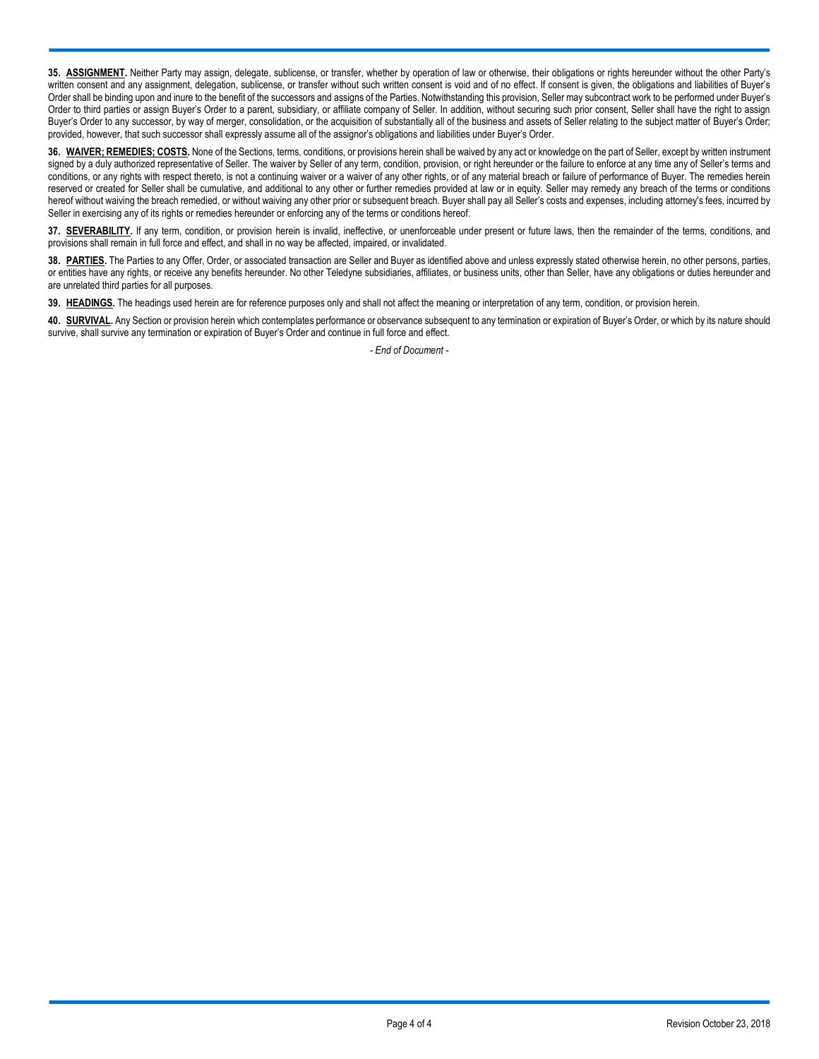**35. ASSIGNMENT.** Neither Party may assign, delegate, sublicense, or transfer, whether by operation of law or otherwise, their obligations or rights hereunder without the other Party's written consent and any assignment, delegation, sublicense, or transfer without such written consent is void and of no effect. If consent is given, the obligations and liabilities of Buyer's Order shall be binding upon and inure to the benefit of the successors and assigns of the Parties. Notwithstanding this provision, Seller may subcontract work to be performed under Buyer's Order to third parties or assign Buyer's Order to a parent, subsidiary, or affiliate company of Seller. In addition, without securing such prior consent, Seller shall have the right to assign Buyer's Order to any successor, by way of merger, consolidation, or the acquisition of substantially all of the business and assets of Seller relating to the subject matter of Buyer's Order; provided, however, that such successor shall expressly assume all of the assignor's obligations and liabilities under Buyer's Order.

**36. WAIVER; REMEDIES; COSTS.** None of the Sections, terms, conditions, or provisions herein shall be waived by any act or knowledge on the part of Seller, except by written instrument signed by a duly authorized representative of Seller. The waiver by Seller of any term, condition, provision, or right hereunder or the failure to enforce at any time any of Seller's terms and conditions, or any rights with respect thereto, is not a continuing waiver or a waiver of any other rights, or of any material breach or failure of performance of Buyer. The remedies herein reserved or created for Seller shall be cumulative, and additional to any other or further remedies provided at law or in equity. Seller may remedy any breach of the terms or conditions hereof without waiving the breach remedied, or without waiving any other prior or subsequent breach. Buyer shall pay all Seller's costs and expenses, including attorney's fees, incurred by Seller in exercising any of its rights or remedies hereunder or enforcing any of the terms or conditions hereof.

**37. SEVERABILITY.** If any term, condition, or provision herein is invalid, ineffective, or unenforceable under present or future laws, then the remainder of the terms, conditions, and provisions shall remain in full force and effect, and shall in no way be affected, impaired, or invalidated.

**38. PARTIES.** The Parties to any Offer, Order, or associated transaction are Seller and Buyer as identified above and unless expressly stated otherwise herein, no other persons, parties, or entities have any rights, or receive any benefits hereunder. No other Teledyne subsidiaries, affiliates, or business units, other than Seller, have any obligations or duties hereunder and are unrelated third parties for all purposes.

**39. HEADINGS.** The headings used herein are for reference purposes only and shall not affect the meaning or interpretation of any term, condition, or provision herein.

**40. SURVIVAL.** Any Section or provision herein which contemplates performance or observance subsequent to any termination or expiration of Buyer's Order, or which by its nature should survive, shall survive any termination or expiration of Buyer's Order and continue in full force and effect.

*- End of Document -*

Revision October 23, 2018